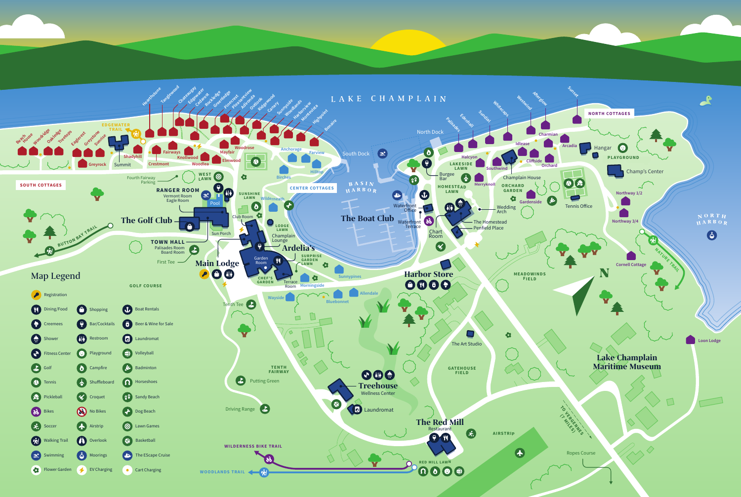# LAKE CHAMPLAIN

## Map Legend

| | | |
|---|---|---|
| Registration | | |
| Dining/Food | Shopping | Boat Rentals |
| Creemees | Bar/Cocktails | Beer & Wine for Sale |
| Shower | Restroom | Laundromat |
| Fitness Center | Playground | Volleyball |
| Golf | Campfire | Badminton |
| Tennis | Shuffleboard | Horseshoes |
| Pickleball | Croquet | Sandy Beach |
| Bikes | No Bikes | Dog Beach |
| Soccer | Airstrip | Lawn Games |
| Walking Trail | Overlook | Basketball |
| Swimming | Moorings | The EScape Cruise |
| Flower Garden | EV Charging | Cart Charging |

SOUTH COTTAGES

Beach House, Woodridge, Oakledge, Treetops, Eaglerest, Greystone, Sunrise, Hearthstone, Tanglewood, Chateaugay, Edgewater, Cedarest, Rockledge, Greenledge, Pinecrest, Pleasantview, Adirondack, Outlook, Ridgewood, Canary, Sunnyside, Woodlands, Harborview, Montevista, Highpoint, Bonaire, Shadyhill, Summit, Greyrock, Crestmont, Fairways, Knollwood, Woodlea, Mayfair, Elmwood, Woodrose

EDGEWATER TRAIL

CENTER COTTAGES

Anchorage, Farview, Birches, Hilltop, Wilderneath, Sunnypines, Morningside, Wayside, Bluebonnet, Allendale

NORTH COTTAGES

Palisades, Edenhall, Sundial, Whitecaps, Westwind, Afterglow, Sunset, Charmian, Idlease, Arcadia, Halcyon, Southwind, Cliffside, Orchard, Merryknoll, Gardenside, Northway 1/2, Northway 3/4, Cornell Cottage, Loon Lodge

Fourth Fairway Parking

WEST LAWN

RANGER ROOM
Vermont Room
Eagle Room

Pool

The Golf Club

Sun Porch

TOWN HALL
Palisades Room
Board Room

First Tee

BUTTON BAY TRAIL

SUNSHINE LAWN

Club Room

LODGE LAWN

Champlain Lounge

Ardelia's

Main Lodge

Garden Room

SURPRISE GARDEN LAWN

CHEF'S GARDEN

Terrace Room

GOLF COURSE

Tenth Tee

TENTH FAIRWAY

Putting Green

Driving Range

South Dock

North Dock

BASIN HARBOR

The Boat Club

Waterfront Office

Waterfront Terrace

Chart Room

Burgee Bar

LAKESIDE LAWN

HOMESTEAD LAWN

Champlain House

ORCHARD GARDEN

Wedding Arch

The Homestead

Penfield Place

Hangar

PLAYGROUND

Champ's Center

Tennis Office

NORTH HARBOR

NATURE TRAIL

Harbor Store

MEADOWINDS FIELD

N

The Art Studio

GATEHOUSE FIELD

Lake Champlain Maritime Museum

Treehouse
Wellness Center

Laundromat

The Red Mill
Restaurant

RED MILL LAWN

AIRSTRIP

TO VERGENNES (7 MILES)

Ropes Course

WILDERNESS BIKE TRAIL

WOODLANDS TRAIL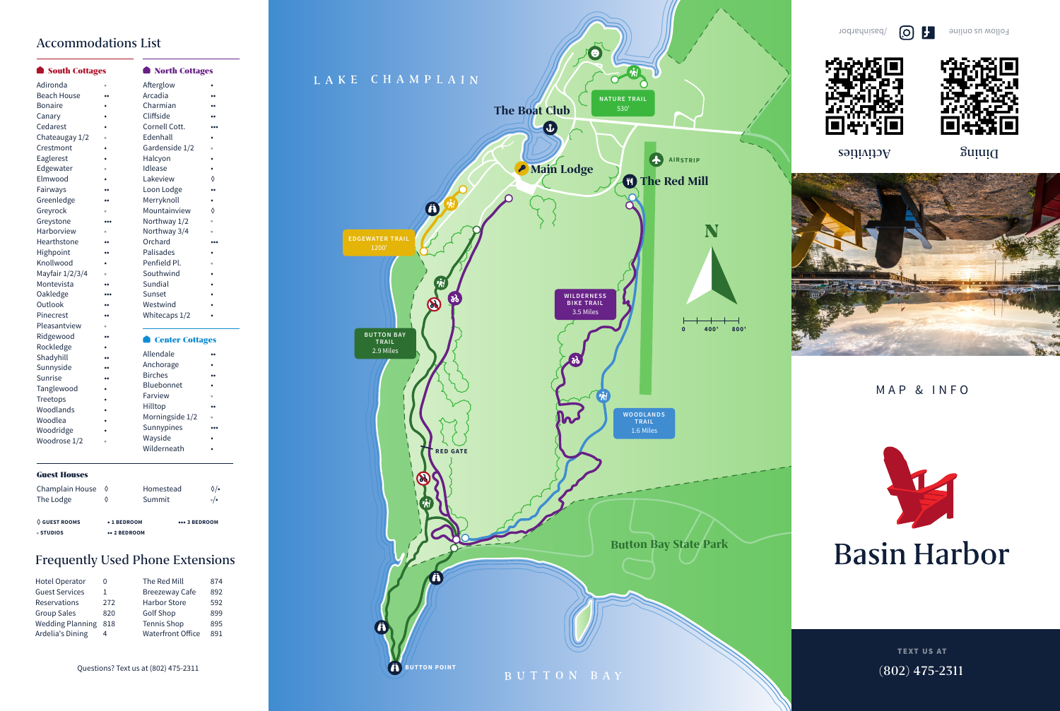## Accommodations List

### South Cottages

| | |
|---|---|
| Adironda | ◦ |
| Beach House | •• |
| Bonaire | • |
| Canary | • |
| Cedarest | • |
| Chateaugay 1/2 | ◦ |
| Crestmont | • |
| Eaglerest | • |
| Edgewater | ◦ |
| Elmwood | • |
| Fairways | •• |
| Greenledge | •• |
| Greyrock | ◦ |
| Greystone | ••• |
| Harborview | ◦ |
| Hearthstone | •• |
| Highpoint | •• |
| Knollwood | • |
| Mayfair 1/2/3/4 | ◦ |
| Montevista | •• |
| Oakledge | ••• |
| Outlook | •• |
| Pinecrest | •• |
| Pleasantview | ◦ |
| Ridgewood | •• |
| Rockledge | • |
| Shadyhill | •• |
| Sunnyside | •• |
| Sunrise | •• |
| Tanglewood | • |
| Treetops | • |
| Woodlands | • |
| Woodlea | • |
| Woodridge | • |
| Woodrose 1/2 | ◦ |

### North Cottages

| | |
|---|---|
| Afterglow | • |
| Arcadia | •• |
| Charmian | •• |
| Cliffside | •• |
| Cornell Cott. | ••• |
| Edenhall | • |
| Gardenside 1/2 | ◦ |
| Halcyon | • |
| Idlease | • |
| Lakeview | ◊ |
| Loon Lodge | •• |
| Merryknoll | • |
| Mountainview | ◊ |
| Northway 1/2 | ◦ |
| Northway 3/4 | ◦ |
| Orchard | ••• |
| Palisades | • |
| Penfield Pl. | ◦ |
| Southwind | • |
| Sundial | • |
| Sunset | • |
| Westwind | • |
| Whitecaps 1/2 | • |

### Center Cottages

| | |
|---|---|
| Allendale | •• |
| Anchorage | • |
| Birches | •• |
| Bluebonnet | • |
| Farview | ◦ |
| Hilltop | •• |
| Morningside 1/2 | ◦ |
| Sunnypines | ••• |
| Wayside | • |
| Wilderneath | • |

### Guest Houses

| | |
|---|---|
| Champlain House | ◊ |
| The Lodge | ◊ |
| Homestead | ◊/• |
| Summit | ◦/• |

◊ GUEST ROOMS • 1 BEDROOM ••• 3 BEDROOM
◦ STUDIOS •• 2 BEDROOM

## Frequently Used Phone Extensions

| | |
|---|---|
| Hotel Operator | 0 |
| Guest Services | 1 |
| Reservations | 272 |
| Group Sales | 820 |
| Wedding Planning | 818 |
| Ardelia's Dining | 4 |
| The Red Mill | 874 |
| Breezeway Cafe | 892 |
| Harbor Store | 592 |
| Golf Shop | 899 |
| Tennis Shop | 895 |
| Waterfront Office | 891 |

Questions? Text us at (802) 475-2311

LAKE CHAMPLAIN

The Boat Club

NATURE TRAIL
530'

AIRSTRIP

Main Lodge

The Red Mill

EDGEWATER TRAIL
1200'

N

WILDERNESS BIKE TRAIL
3.5 Miles

0 400' 800'

BUTTON BAY TRAIL
2.9 Miles

WOODLANDS TRAIL
1.6 Miles

RED GATE

Button Bay State Park

BUTTON POINT

BUTTON BAY

Follow us online /basinharbor

Activities

Dining

MAP & INFO

# Basin Harbor

TEXT US AT
(802) 475-2311